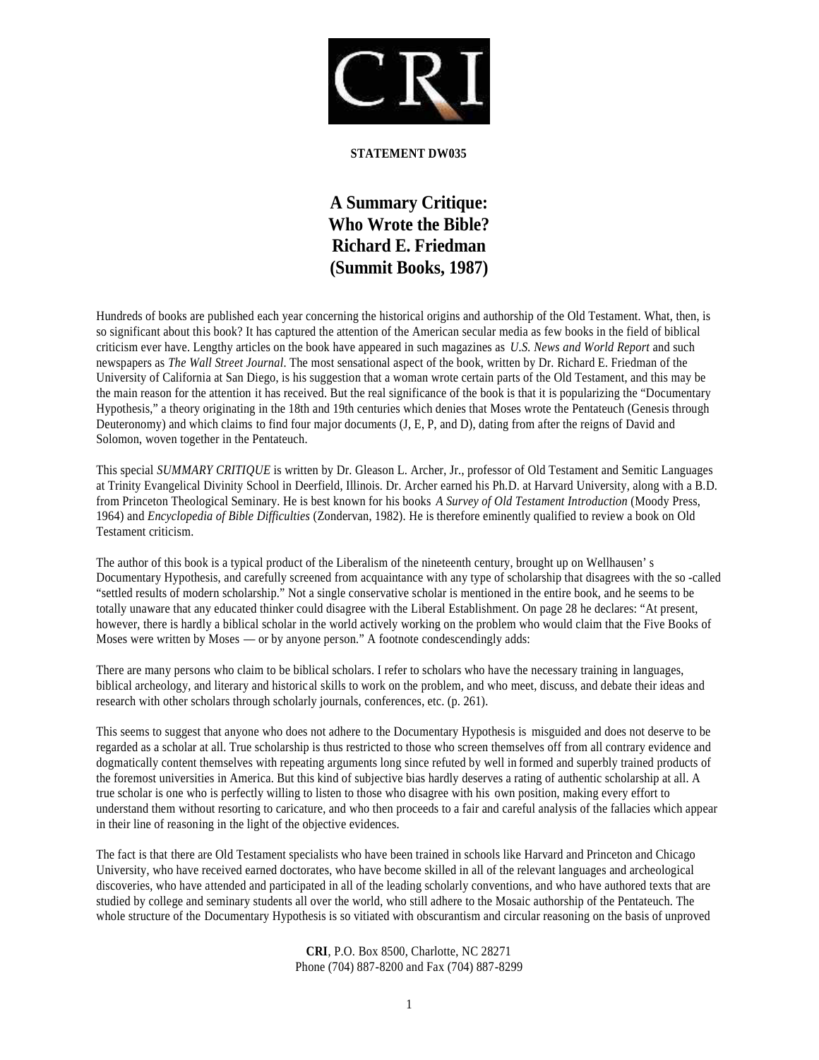**STATEMENT DW035**

# A Summary Critique: Who Wrote the Bible? Richard E. Friedman (Summit Books, 1987)

Hundreds of books are published each year concerning the historical origins and authorship of the Old Testament. What, then, is so significant about this book? It has captured the attention of the American secular media as few books in the field of biblical criticism ever have. Lengthy articles on the book have appeared in such magazines as *U.S. News and World Report* and such newspapers as *The Wall Street Journal*. The most sensational aspect of the book, written by Dr. Richard E. Friedman of the University of California at San Diego, is his suggestion that a woman wrote certain parts of the Old Testament, and this may be the main reason for the attention it has received. But the real significance of the book is that it is popularizing the "Documentary Hypothesis," a theory originating in the 18th and 19th centuries which denies that Moses wrote the Pentateuch (Genesis through Deuteronomy) and which claims to find four major documents (J, E, P, and D), dating from after the reigns of David and Solomon, woven together in the Pentateuch.

This special *SUMMARY CRITIQUE* is written by Dr. Gleason L. Archer, Jr., professor of Old Testament and Semitic Languages at Trinity Evangelical Divinity School in Deerfield, Illinois. Dr. Archer earned his Ph.D. at Harvard University, along with a B.D. from Princeton Theological Seminary. He is best known for his books *A Survey of Old Testament Introduction* (Moody Press, 1964) and *Encyclopedia of Bible Difficulties* (Zondervan, 1982). He is therefore eminently qualified to review a book on Old Testament criticism.

The author of this book is a typical product of the Liberalism of the nineteenth century, brought up on Wellhausen' s Documentary Hypothesis, and carefully screened from acquaintance with any type of scholarship that disagrees with the so -called "settled results of modern scholarship." Not a single conservative scholar is mentioned in the entire book, and he seems to be totally unaware that any educated thinker could disagree with the Liberal Establishment. On page 28 he declares: "At present, however, there is hardly a biblical scholar in the world actively working on the problem who would claim that the Five Books of Moses were written by Moses — or by anyone person." A footnote condescendingly adds:

There are many persons who claim to be biblical scholars. I refer to scholars who have the necessary training in languages, biblical archeology, and literary and historical skills to work on the problem, and who meet, discuss, and debate their ideas and research with other scholars through scholarly journals, conferences, etc. (p. 261).

This seems to suggest that anyone who does not adhere to the Documentary Hypothesis is misguided and does not deserve to be regarded as a scholar at all. True scholarship is thus restricted to those who screen themselves off from all contrary evidence and dogmatically content themselves with repeating arguments long since refuted by well in formed and superbly trained products of the foremost universities in America. But this kind of subjective bias hardly deserves a rating of authentic scholarship at all. A true scholar is one who is perfectly willing to listen to those who disagree with his own position, making every effort to understand them without resorting to caricature, and who then proceeds to a fair and careful analysis of the fallacies which appear in their line of reasoning in the light of the objective evidences.

The fact is that there are Old Testament specialists who have been trained in schools like Harvard and Princeton and Chicago University, who have received earned doctorates, who have become skilled in all of the relevant languages and archeological discoveries, who have attended and participated in all of the leading scholarly conventions, and who have authored texts that are studied by college and seminary students all over the world, who still adhere to the Mosaic authorship of the Pentateuch. The whole structure of the Documentary Hypothesis is so vitiated with obscurantism and circular reasoning on the basis of unproved

**CRI**, P.O. Box 8500, Charlotte, NC 28271
Phone (704) 887-8200 and Fax (704) 887-8299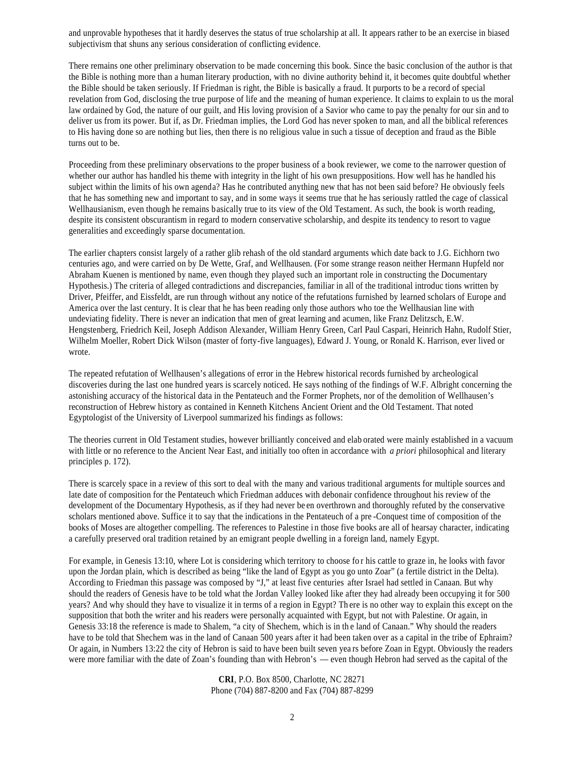and unprovable hypotheses that it hardly deserves the status of true scholarship at all. It appears rather to be an exercise in biased subjectivism that shuns any serious consideration of conflicting evidence.

There remains one other preliminary observation to be made concerning this book. Since the basic conclusion of the author is that the Bible is nothing more than a human literary production, with no divine authority behind it, it becomes quite doubtful whether the Bible should be taken seriously. If Friedman is right, the Bible is basically a fraud. It purports to be a record of special revelation from God, disclosing the true purpose of life and the meaning of human experience. It claims to explain to us the moral law ordained by God, the nature of our guilt, and His loving provision of a Savior who came to pay the penalty for our sin and to deliver us from its power. But if, as Dr. Friedman implies, the Lord God has never spoken to man, and all the biblical references to His having done so are nothing but lies, then there is no religious value in such a tissue of deception and fraud as the Bible turns out to be.

Proceeding from these preliminary observations to the proper business of a book reviewer, we come to the narrower question of whether our author has handled his theme with integrity in the light of his own presuppositions. How well has he handled his subject within the limits of his own agenda? Has he contributed anything new that has not been said before? He obviously feels that he has something new and important to say, and in some ways it seems true that he has seriously rattled the cage of classical Wellhausianism, even though he remains basically true to its view of the Old Testament. As such, the book is worth reading, despite its consistent obscurantism in regard to modern conservative scholarship, and despite its tendency to resort to vague generalities and exceedingly sparse documentation.

The earlier chapters consist largely of a rather glib rehash of the old standard arguments which date back to J.G. Eichhorn two centuries ago, and were carried on by De Wette, Graf, and Wellhausen. (For some strange reason neither Hermann Hupfeld nor Abraham Kuenen is mentioned by name, even though they played such an important role in constructing the Documentary Hypothesis.) The criteria of alleged contradictions and discrepancies, familiar in all of the traditional introductions written by Driver, Pfeiffer, and Eissfeldt, are run through without any notice of the refutations furnished by learned scholars of Europe and America over the last century. It is clear that he has been reading only those authors who toe the Wellhausian line with undeviating fidelity. There is never an indication that men of great learning and acumen, like Franz Delitzsch, E.W. Hengstenberg, Friedrich Keil, Joseph Addison Alexander, William Henry Green, Carl Paul Caspari, Heinrich Hahn, Rudolf Stier, Wilhelm Moeller, Robert Dick Wilson (master of forty-five languages), Edward J. Young, or Ronald K. Harrison, ever lived or wrote.

The repeated refutation of Wellhausen's allegations of error in the Hebrew historical records furnished by archeological discoveries during the last one hundred years is scarcely noticed. He says nothing of the findings of W.F. Albright concerning the astonishing accuracy of the historical data in the Pentateuch and the Former Prophets, nor of the demolition of Wellhausen's reconstruction of Hebrew history as contained in Kenneth Kitchens Ancient Orient and the Old Testament. That noted Egyptologist of the University of Liverpool summarized his findings as follows:

The theories current in Old Testament studies, however brilliantly conceived and elaborated were mainly established in a vacuum with little or no reference to the Ancient Near East, and initially too often in accordance with *a priori* philosophical and literary principles p. 172).

There is scarcely space in a review of this sort to deal with the many and various traditional arguments for multiple sources and late date of composition for the Pentateuch which Friedman adduces with debonair confidence throughout his review of the development of the Documentary Hypothesis, as if they had never been overthrown and thoroughly refuted by the conservative scholars mentioned above. Suffice it to say that the indications in the Pentateuch of a pre-Conquest time of composition of the books of Moses are altogether compelling. The references to Palestine in those five books are all of hearsay character, indicating a carefully preserved oral tradition retained by an emigrant people dwelling in a foreign land, namely Egypt.

For example, in Genesis 13:10, where Lot is considering which territory to choose for his cattle to graze in, he looks with favor upon the Jordan plain, which is described as being "like the land of Egypt as you go unto Zoar" (a fertile district in the Delta). According to Friedman this passage was composed by "J," at least five centuries after Israel had settled in Canaan. But why should the readers of Genesis have to be told what the Jordan Valley looked like after they had already been occupying it for 500 years? And why should they have to visualize it in terms of a region in Egypt? There is no other way to explain this except on the supposition that both the writer and his readers were personally acquainted with Egypt, but not with Palestine. Or again, in Genesis 33:18 the reference is made to Shalem, "a city of Shechem, which is in the land of Canaan." Why should the readers have to be told that Shechem was in the land of Canaan 500 years after it had been taken over as a capital in the tribe of Ephraim? Or again, in Numbers 13:22 the city of Hebron is said to have been built seven years before Zoan in Egypt. Obviously the readers were more familiar with the date of Zoan's founding than with Hebron's — even though Hebron had served as the capital of the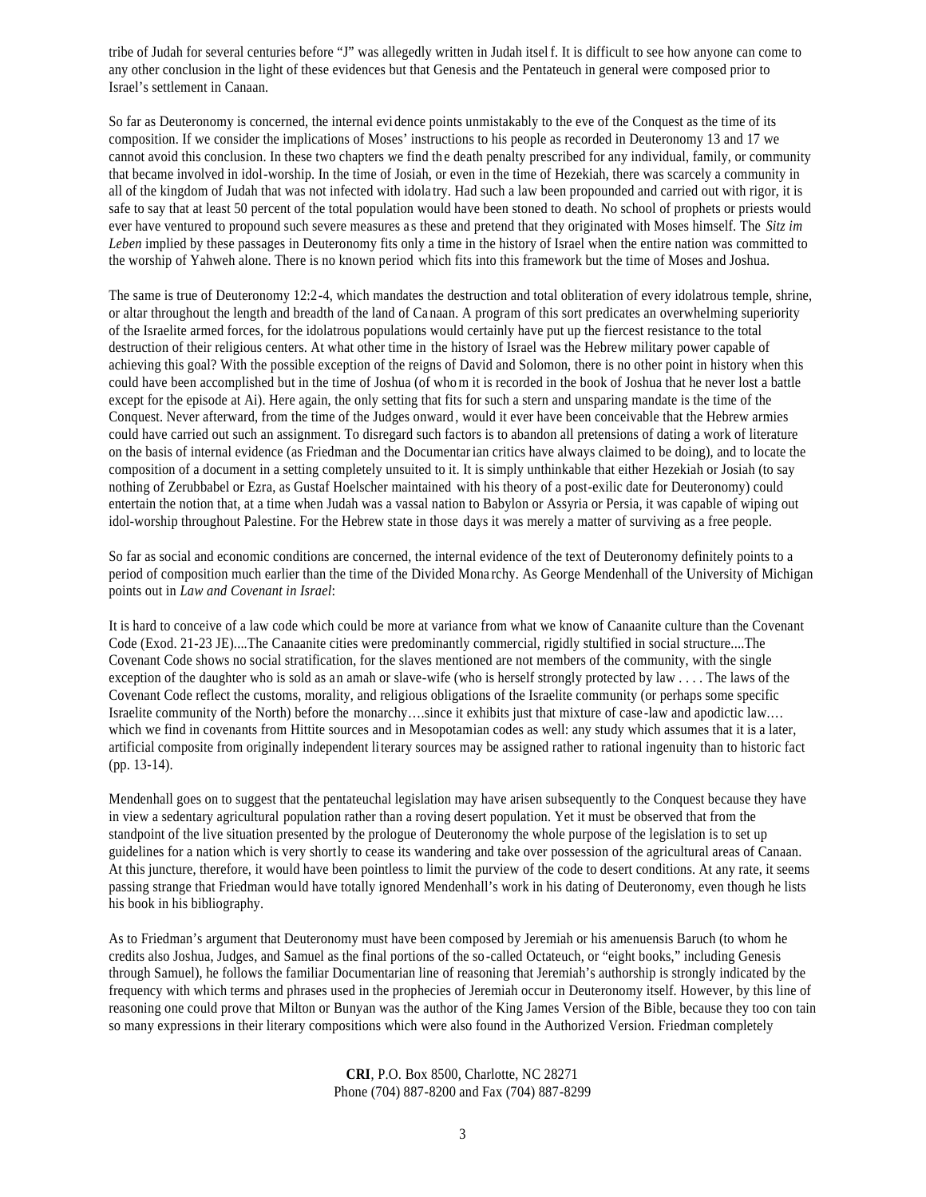tribe of Judah for several centuries before "J" was allegedly written in Judah itself. It is difficult to see how anyone can come to any other conclusion in the light of these evidences but that Genesis and the Pentateuch in general were composed prior to Israel's settlement in Canaan.

So far as Deuteronomy is concerned, the internal evidence points unmistakably to the eve of the Conquest as the time of its composition. If we consider the implications of Moses' instructions to his people as recorded in Deuteronomy 13 and 17 we cannot avoid this conclusion. In these two chapters we find the death penalty prescribed for any individual, family, or community that became involved in idol-worship. In the time of Josiah, or even in the time of Hezekiah, there was scarcely a community in all of the kingdom of Judah that was not infected with idolatry. Had such a law been propounded and carried out with rigor, it is safe to say that at least 50 percent of the total population would have been stoned to death. No school of prophets or priests would ever have ventured to propound such severe measures as these and pretend that they originated with Moses himself. The *Sitz im Leben* implied by these passages in Deuteronomy fits only a time in the history of Israel when the entire nation was committed to the worship of Yahweh alone. There is no known period which fits into this framework but the time of Moses and Joshua.

The same is true of Deuteronomy 12:2-4, which mandates the destruction and total obliteration of every idolatrous temple, shrine, or altar throughout the length and breadth of the land of Canaan. A program of this sort predicates an overwhelming superiority of the Israelite armed forces, for the idolatrous populations would certainly have put up the fiercest resistance to the total destruction of their religious centers. At what other time in the history of Israel was the Hebrew military power capable of achieving this goal? With the possible exception of the reigns of David and Solomon, there is no other point in history when this could have been accomplished but in the time of Joshua (of whom it is recorded in the book of Joshua that he never lost a battle except for the episode at Ai). Here again, the only setting that fits for such a stern and unsparing mandate is the time of the Conquest. Never afterward, from the time of the Judges onward, would it ever have been conceivable that the Hebrew armies could have carried out such an assignment. To disregard such factors is to abandon all pretensions of dating a work of literature on the basis of internal evidence (as Friedman and the Documentarian critics have always claimed to be doing), and to locate the composition of a document in a setting completely unsuited to it. It is simply unthinkable that either Hezekiah or Josiah (to say nothing of Zerubbabel or Ezra, as Gustaf Hoelscher maintained with his theory of a post-exilic date for Deuteronomy) could entertain the notion that, at a time when Judah was a vassal nation to Babylon or Assyria or Persia, it was capable of wiping out idol-worship throughout Palestine. For the Hebrew state in those days it was merely a matter of surviving as a free people.

So far as social and economic conditions are concerned, the internal evidence of the text of Deuteronomy definitely points to a period of composition much earlier than the time of the Divided Monarchy. As George Mendenhall of the University of Michigan points out in *Law and Covenant in Israel*:

It is hard to conceive of a law code which could be more at variance from what we know of Canaanite culture than the Covenant Code (Exod. 21-23 JE)....The Canaanite cities were predominantly commercial, rigidly stultified in social structure....The Covenant Code shows no social stratification, for the slaves mentioned are not members of the community, with the single exception of the daughter who is sold as an amah or slave-wife (who is herself strongly protected by law . . . . The laws of the Covenant Code reflect the customs, morality, and religious obligations of the Israelite community (or perhaps some specific Israelite community of the North) before the monarchy….since it exhibits just that mixture of case-law and apodictic law…. which we find in covenants from Hittite sources and in Mesopotamian codes as well: any study which assumes that it is a later, artificial composite from originally independent literary sources may be assigned rather to rational ingenuity than to historic fact (pp. 13-14).

Mendenhall goes on to suggest that the pentateuchal legislation may have arisen subsequently to the Conquest because they have in view a sedentary agricultural population rather than a roving desert population. Yet it must be observed that from the standpoint of the live situation presented by the prologue of Deuteronomy the whole purpose of the legislation is to set up guidelines for a nation which is very shortly to cease its wandering and take over possession of the agricultural areas of Canaan. At this juncture, therefore, it would have been pointless to limit the purview of the code to desert conditions. At any rate, it seems passing strange that Friedman would have totally ignored Mendenhall's work in his dating of Deuteronomy, even though he lists his book in his bibliography.

As to Friedman's argument that Deuteronomy must have been composed by Jeremiah or his amenuensis Baruch (to whom he credits also Joshua, Judges, and Samuel as the final portions of the so-called Octateuch, or "eight books," including Genesis through Samuel), he follows the familiar Documentarian line of reasoning that Jeremiah's authorship is strongly indicated by the frequency with which terms and phrases used in the prophecies of Jeremiah occur in Deuteronomy itself. However, by this line of reasoning one could prove that Milton or Bunyan was the author of the King James Version of the Bible, because they too contain so many expressions in their literary compositions which were also found in the Authorized Version. Friedman completely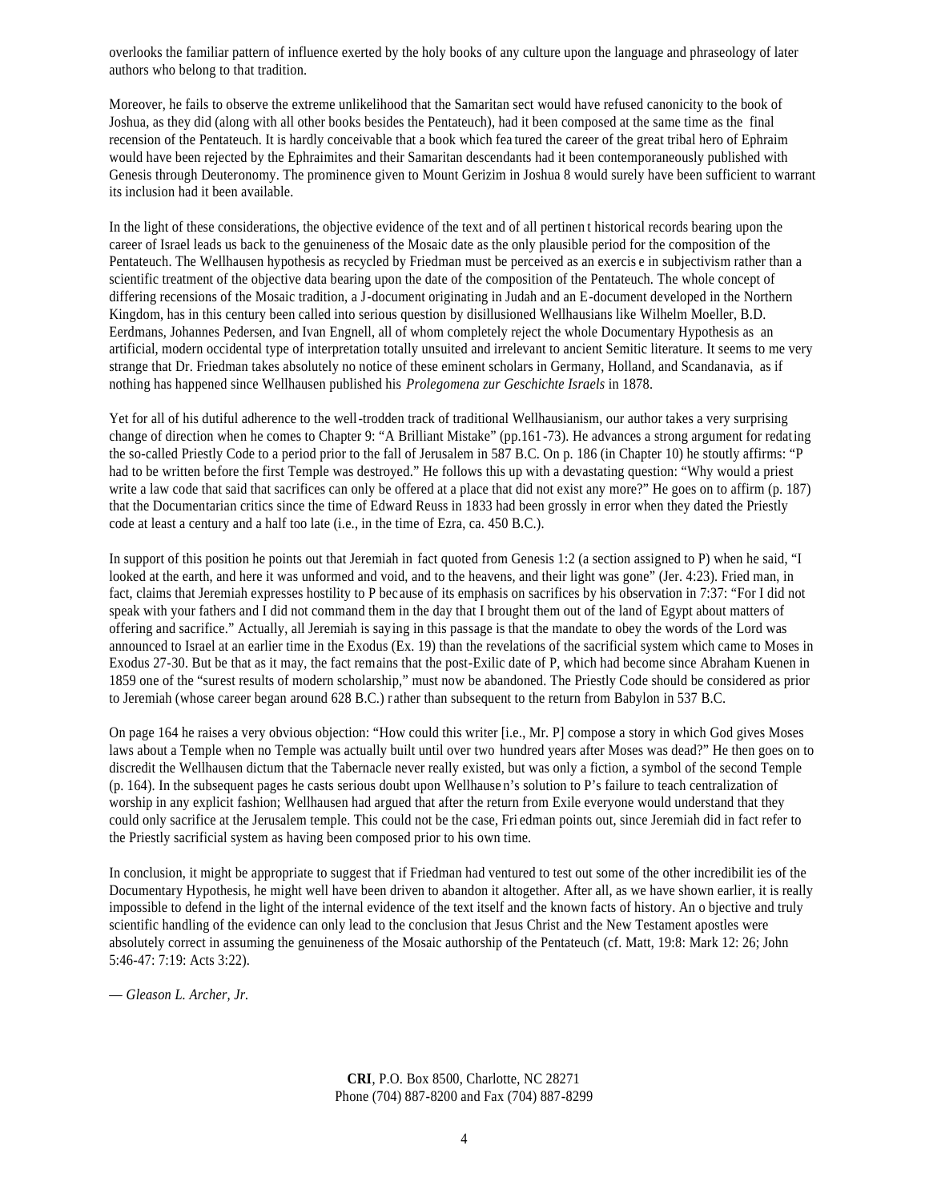overlooks the familiar pattern of influence exerted by the holy books of any culture upon the language and phraseology of later authors who belong to that tradition.

Moreover, he fails to observe the extreme unlikelihood that the Samaritan sect would have refused canonicity to the book of Joshua, as they did (along with all other books besides the Pentateuch), had it been composed at the same time as the final recension of the Pentateuch. It is hardly conceivable that a book which featured the career of the great tribal hero of Ephraim would have been rejected by the Ephraimites and their Samaritan descendants had it been contemporaneously published with Genesis through Deuteronomy. The prominence given to Mount Gerizim in Joshua 8 would surely have been sufficient to warrant its inclusion had it been available.

In the light of these considerations, the objective evidence of the text and of all pertinent historical records bearing upon the career of Israel leads us back to the genuineness of the Mosaic date as the only plausible period for the composition of the Pentateuch. The Wellhausen hypothesis as recycled by Friedman must be perceived as an exercise in subjectivism rather than a scientific treatment of the objective data bearing upon the date of the composition of the Pentateuch. The whole concept of differing recensions of the Mosaic tradition, a J-document originating in Judah and an E-document developed in the Northern Kingdom, has in this century been called into serious question by disillusioned Wellhausians like Wilhelm Moeller, B.D. Eerdmans, Johannes Pedersen, and Ivan Engnell, all of whom completely reject the whole Documentary Hypothesis as an artificial, modern occidental type of interpretation totally unsuited and irrelevant to ancient Semitic literature. It seems to me very strange that Dr. Friedman takes absolutely no notice of these eminent scholars in Germany, Holland, and Scandanavia, as if nothing has happened since Wellhausen published his *Prolegomena zur Geschichte Israels* in 1878.

Yet for all of his dutiful adherence to the well-trodden track of traditional Wellhausianism, our author takes a very surprising change of direction when he comes to Chapter 9: "A Brilliant Mistake" (pp.161-73). He advances a strong argument for redating the so-called Priestly Code to a period prior to the fall of Jerusalem in 587 B.C. On p. 186 (in Chapter 10) he stoutly affirms: "P had to be written before the first Temple was destroyed." He follows this up with a devastating question: "Why would a priest write a law code that said that sacrifices can only be offered at a place that did not exist any more?" He goes on to affirm (p. 187) that the Documentarian critics since the time of Edward Reuss in 1833 had been grossly in error when they dated the Priestly code at least a century and a half too late (i.e., in the time of Ezra, ca. 450 B.C.).

In support of this position he points out that Jeremiah in fact quoted from Genesis 1:2 (a section assigned to P) when he said, "I looked at the earth, and here it was unformed and void, and to the heavens, and their light was gone" (Jer. 4:23). Friedman, in fact, claims that Jeremiah expresses hostility to P because of its emphasis on sacrifices by his observation in 7:37: "For I did not speak with your fathers and I did not command them in the day that I brought them out of the land of Egypt about matters of offering and sacrifice." Actually, all Jeremiah is saying in this passage is that the mandate to obey the words of the Lord was announced to Israel at an earlier time in the Exodus (Ex. 19) than the revelations of the sacrificial system which came to Moses in Exodus 27-30. But be that as it may, the fact remains that the post-Exilic date of P, which had become since Abraham Kuenen in 1859 one of the "surest results of modern scholarship," must now be abandoned. The Priestly Code should be considered as prior to Jeremiah (whose career began around 628 B.C.) rather than subsequent to the return from Babylon in 537 B.C.

On page 164 he raises a very obvious objection: "How could this writer [i.e., Mr. P] compose a story in which God gives Moses laws about a Temple when no Temple was actually built until over two hundred years after Moses was dead?" He then goes on to discredit the Wellhausen dictum that the Tabernacle never really existed, but was only a fiction, a symbol of the second Temple (p. 164). In the subsequent pages he casts serious doubt upon Wellhausen's solution to P's failure to teach centralization of worship in any explicit fashion; Wellhausen had argued that after the return from Exile everyone would understand that they could only sacrifice at the Jerusalem temple. This could not be the case, Friedman points out, since Jeremiah did in fact refer to the Priestly sacrificial system as having been composed prior to his own time.

In conclusion, it might be appropriate to suggest that if Friedman had ventured to test out some of the other incredibilities of the Documentary Hypothesis, he might well have been driven to abandon it altogether. After all, as we have shown earlier, it is really impossible to defend in the light of the internal evidence of the text itself and the known facts of history. An objective and truly scientific handling of the evidence can only lead to the conclusion that Jesus Christ and the New Testament apostles were absolutely correct in assuming the genuineness of the Mosaic authorship of the Pentateuch (cf. Matt, 19:8: Mark 12: 26; John 5:46-47: 7:19: Acts 3:22).

— *Gleason L. Archer, Jr.*

**CRI**, P.O. Box 8500, Charlotte, NC 28271
Phone (704) 887-8200 and Fax (704) 887-8299